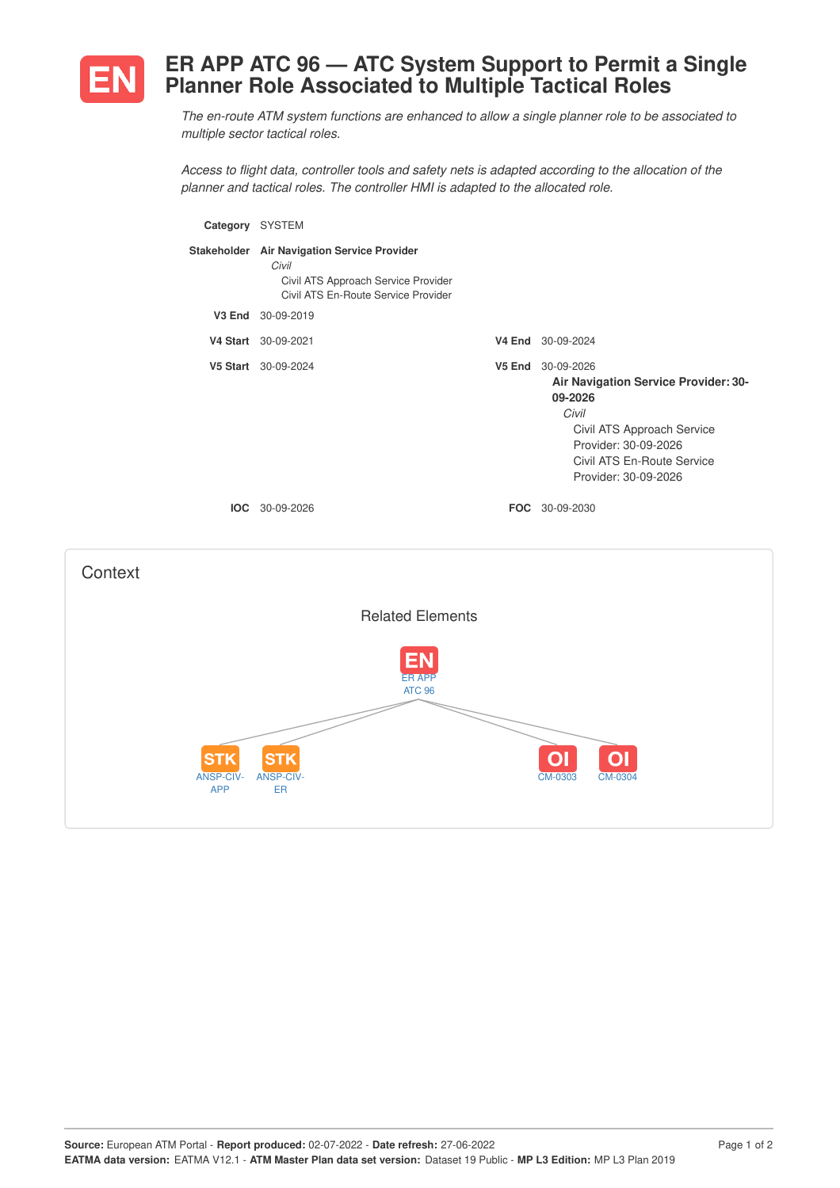# EN ER APP ATC 96 — ATC System Support to Permit a Single Planner Role Associated to Multiple Tactical Roles

*The en-route ATM system functions are enhanced to allow a single planner role to be associated to multiple sector tactical roles.*

*Access to flight data, controller tools and safety nets is adapted according to the allocation of the planner and tactical roles. The controller HMI is adapted to the allocated role.*

**Category** SYSTEM

**Stakeholder** **Air Navigation Service Provider**
*Civil*
Civil ATS Approach Service Provider
Civil ATS En-Route Service Provider

**V3 End** 30-09-2019

**V4 Start** 30-09-2021

**V4 End** 30-09-2024

**V5 Start** 30-09-2024

**V5 End** 30-09-2026
**Air Navigation Service Provider: 30-09-2026**
*Civil*
Civil ATS Approach Service Provider: 30-09-2026
Civil ATS En-Route Service Provider: 30-09-2026

**IOC** 30-09-2026

**FOC** 30-09-2030

## Context

### Related Elements

- EN: ER APP ATC 96
  - STK: ANSP-CIV-APP
  - STK: ANSP-CIV-ER
  - OI: CM-0303
  - OI: CM-0304

**Source:** European ATM Portal - **Report produced:** 02-07-2022 - **Date refresh:** 27-06-2022
**EATMA data version:** EATMA V12.1 - **ATM Master Plan data set version:** Dataset 19 Public - **MP L3 Edition:** MP L3 Plan 2019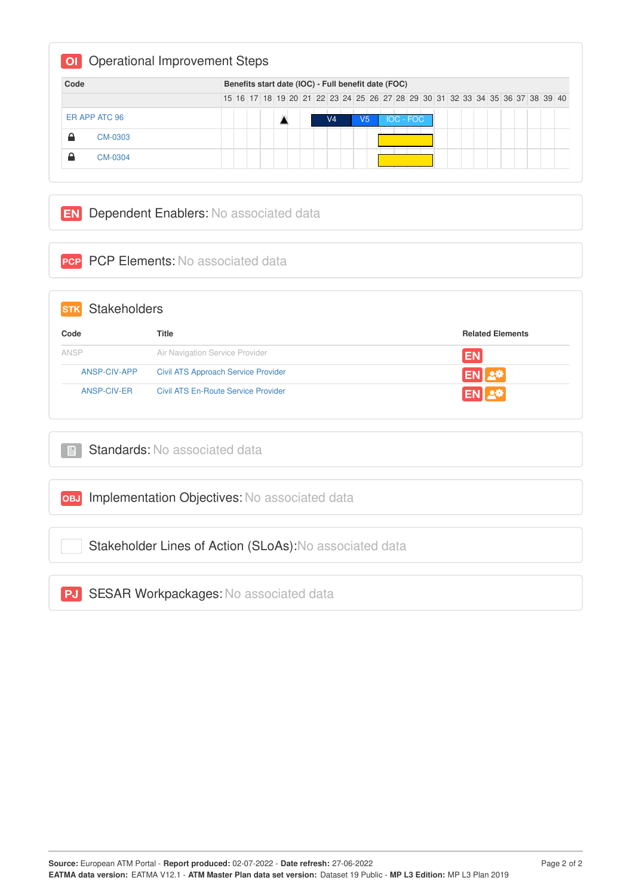## OI Operational Improvement Steps

| Code | Benefits start date (IOC) - Full benefit date (FOC) |
|---|---|
| ER APP ATC 96 | V4, V5, IOC - FOC |
| CM-0303 | |
| CM-0304 | |

15 16 17 18 19 20 21 22 23 24 25 26 27 28 29 30 31 32 33 34 35 36 37 38 39 40

## EN Dependent Enablers: No associated data

## PCP PCP Elements: No associated data

## STK Stakeholders

| Code | Title | Related Elements |
|---|---|---|
| ANSP | Air Navigation Service Provider | EN |
| ANSP-CIV-APP | Civil ATS Approach Service Provider | EN |
| ANSP-CIV-ER | Civil ATS En-Route Service Provider | EN |

## Standards: No associated data

## OBJ Implementation Objectives: No associated data

## Stakeholder Lines of Action (SLoAs): No associated data

## PJ SESAR Workpackages: No associated data

**Source:** European ATM Portal - **Report produced:** 02-07-2022 - **Date refresh:** 27-06-2022
**EATMA data version:** EATMA V12.1 - **ATM Master Plan data set version:** Dataset 19 Public - **MP L3 Edition:** MP L3 Plan 2019